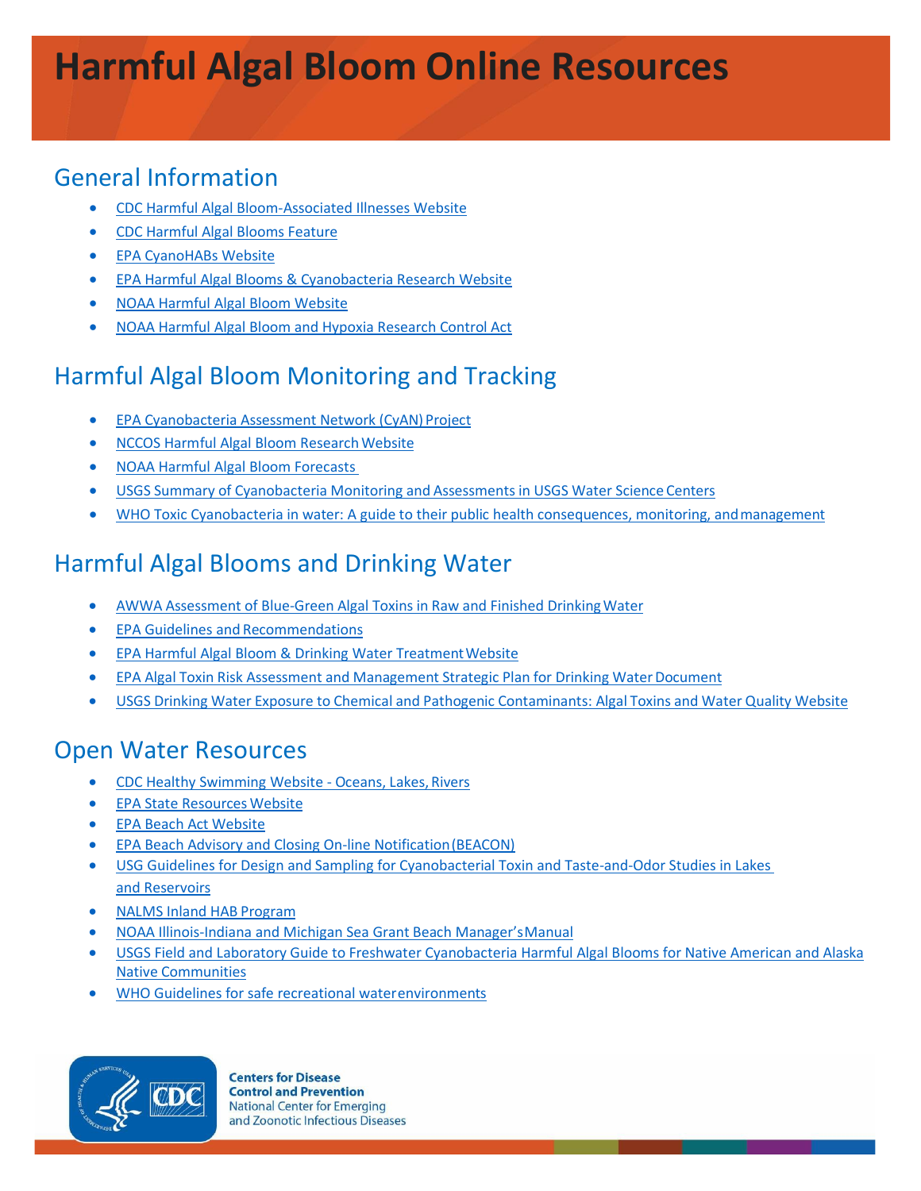# Harmful Algal Bloom Online Resources

## General Information

- CDC Harmful Algal Bloom-Associated Illnesses Website
- CDC Harmful Algal Blooms Feature
- EPA CyanoHABs Website
- EPA Harmful Algal Blooms & Cyanobacteria Research Website
- NOAA Harmful Algal Bloom Website
- NOAA Harmful Algal Bloom and Hypoxia Research Control Act

## Harmful Algal Bloom Monitoring and Tracking

- EPA Cyanobacteria Assessment Network (CyAN) Project
- NCCOS Harmful Algal Bloom Research Website
- NOAA Harmful Algal Bloom Forecasts
- USGS Summary of Cyanobacteria Monitoring and Assessments in USGS Water Science Centers
- WHO Toxic Cyanobacteria in water: A guide to their public health consequences, monitoring, and management

## Harmful Algal Blooms and Drinking Water

- AWWA Assessment of Blue-Green Algal Toxins in Raw and Finished Drinking Water
- EPA Guidelines and Recommendations
- EPA Harmful Algal Bloom & Drinking Water Treatment Website
- EPA Algal Toxin Risk Assessment and Management Strategic Plan for Drinking Water Document
- USGS Drinking Water Exposure to Chemical and Pathogenic Contaminants: Algal Toxins and Water Quality Website

## Open Water Resources

- CDC Healthy Swimming Website - Oceans, Lakes, Rivers
- EPA State Resources Website
- EPA Beach Act Website
- EPA Beach Advisory and Closing On-line Notification (BEACON)
- USG Guidelines for Design and Sampling for Cyanobacterial Toxin and Taste-and-Odor Studies in Lakes and Reservoirs
- NALMS Inland HAB Program
- NOAA Illinois-Indiana and Michigan Sea Grant Beach Manager's Manual
- USGS Field and Laboratory Guide to Freshwater Cyanobacteria Harmful Algal Blooms for Native American and Alaska Native Communities
- WHO Guidelines for safe recreational water environments

**Centers for Disease Control and Prevention**
National Center for Emerging and Zoonotic Infectious Diseases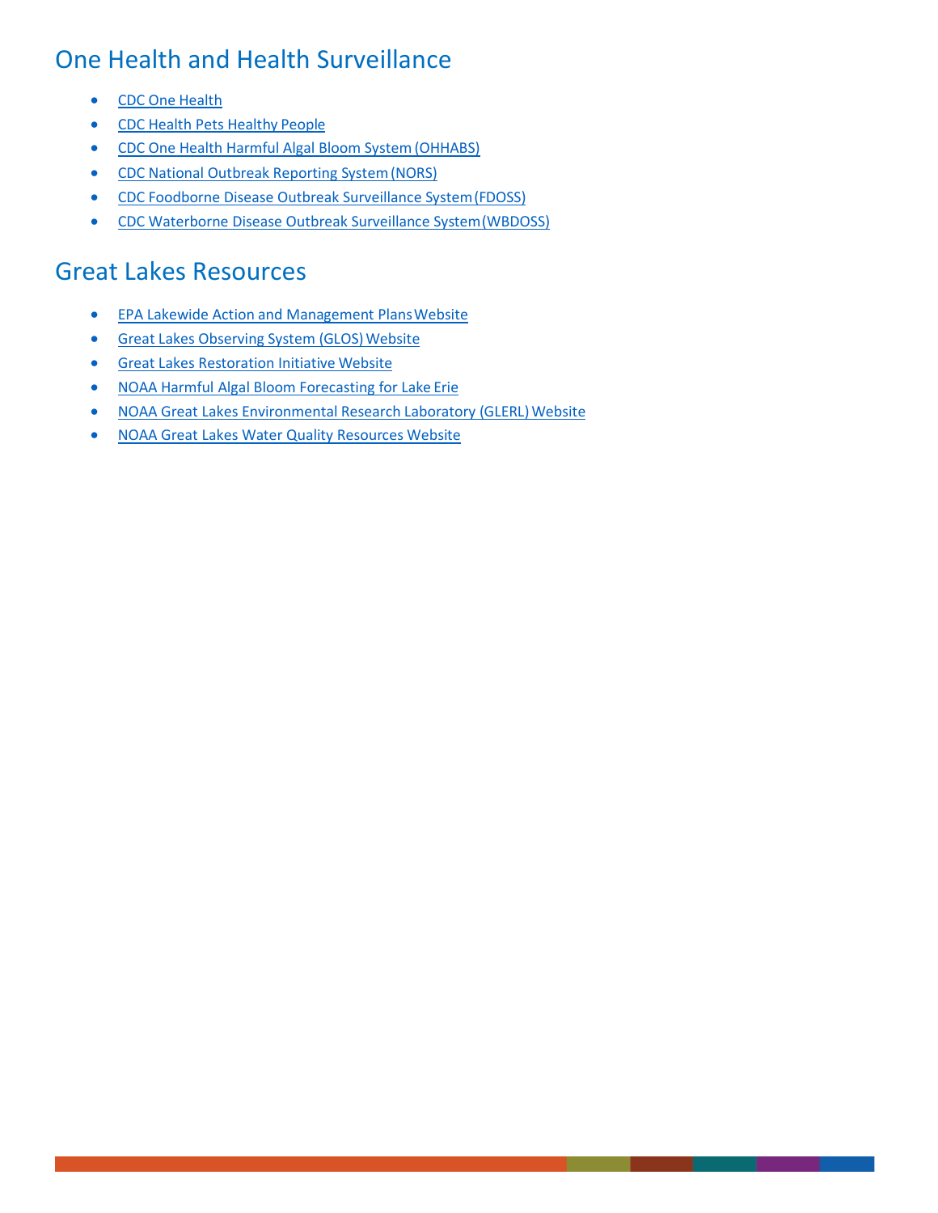## One Health and Health Surveillance

- CDC One Health
- CDC Health Pets Healthy People
- CDC One Health Harmful Algal Bloom System (OHHABS)
- CDC National Outbreak Reporting System (NORS)
- CDC Foodborne Disease Outbreak Surveillance System (FDOSS)
- CDC Waterborne Disease Outbreak Surveillance System (WBDOSS)

## Great Lakes Resources

- EPA Lakewide Action and Management Plans Website
- Great Lakes Observing System (GLOS) Website
- Great Lakes Restoration Initiative Website
- NOAA Harmful Algal Bloom Forecasting for Lake Erie
- NOAA Great Lakes Environmental Research Laboratory (GLERL) Website
- NOAA Great Lakes Water Quality Resources Website